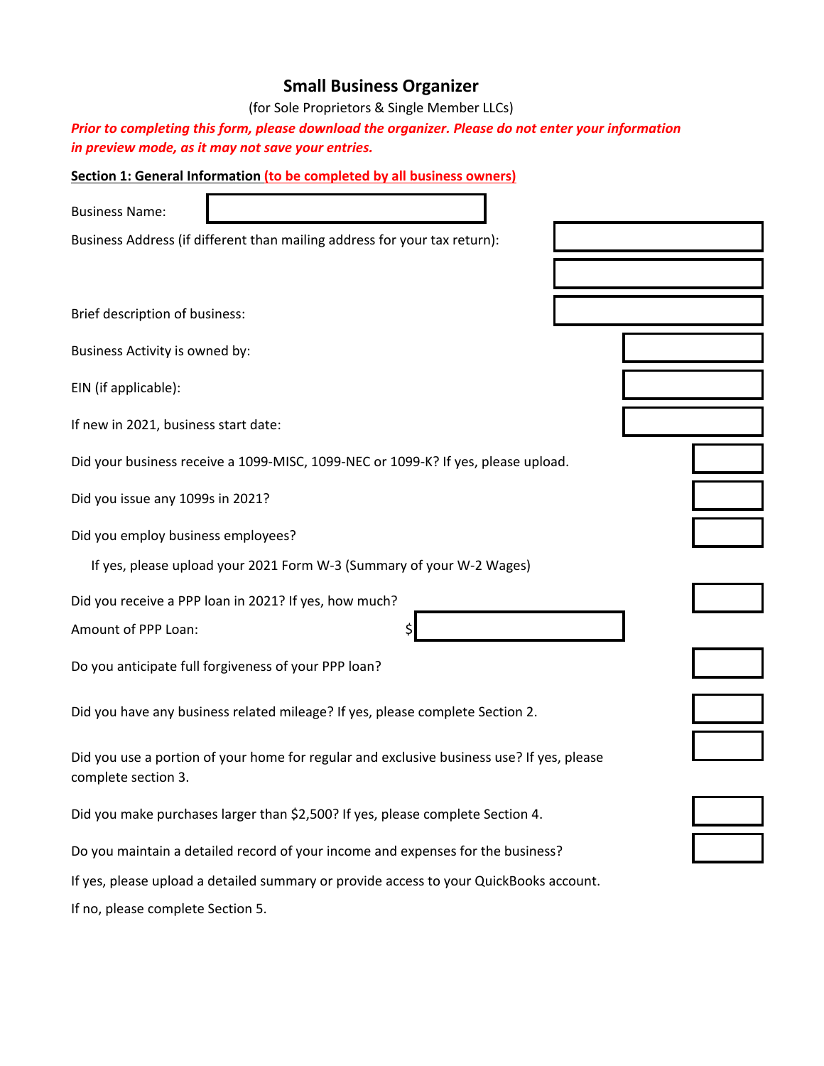# Small Business Organizer

(for Sole Proprietors & Single Member LLCs)

***Prior to completing this form, please download the organizer. Please do not enter your information in preview mode, as it may not save your entries.***

**Section 1: General Information (to be completed by all business owners)**

Business Name:

Business Address (if different than mailing address for your tax return):

Brief description of business:

Business Activity is owned by:

EIN (if applicable):

If new in 2021, business start date:

Did your business receive a 1099-MISC, 1099-NEC or 1099-K? If yes, please upload.

Did you issue any 1099s in 2021?

Did you employ business employees?

If yes, please upload your 2021 Form W-3 (Summary of your W-2 Wages)

Did you receive a PPP loan in 2021? If yes, how much?

Amount of PPP Loan: $

Do you anticipate full forgiveness of your PPP loan?

Did you have any business related mileage? If yes, please complete Section 2.

Did you use a portion of your home for regular and exclusive business use? If yes, please complete section 3.

Did you make purchases larger than $2,500? If yes, please complete Section 4.

Do you maintain a detailed record of your income and expenses for the business?

If yes, please upload a detailed summary or provide access to your QuickBooks account.

If no, please complete Section 5.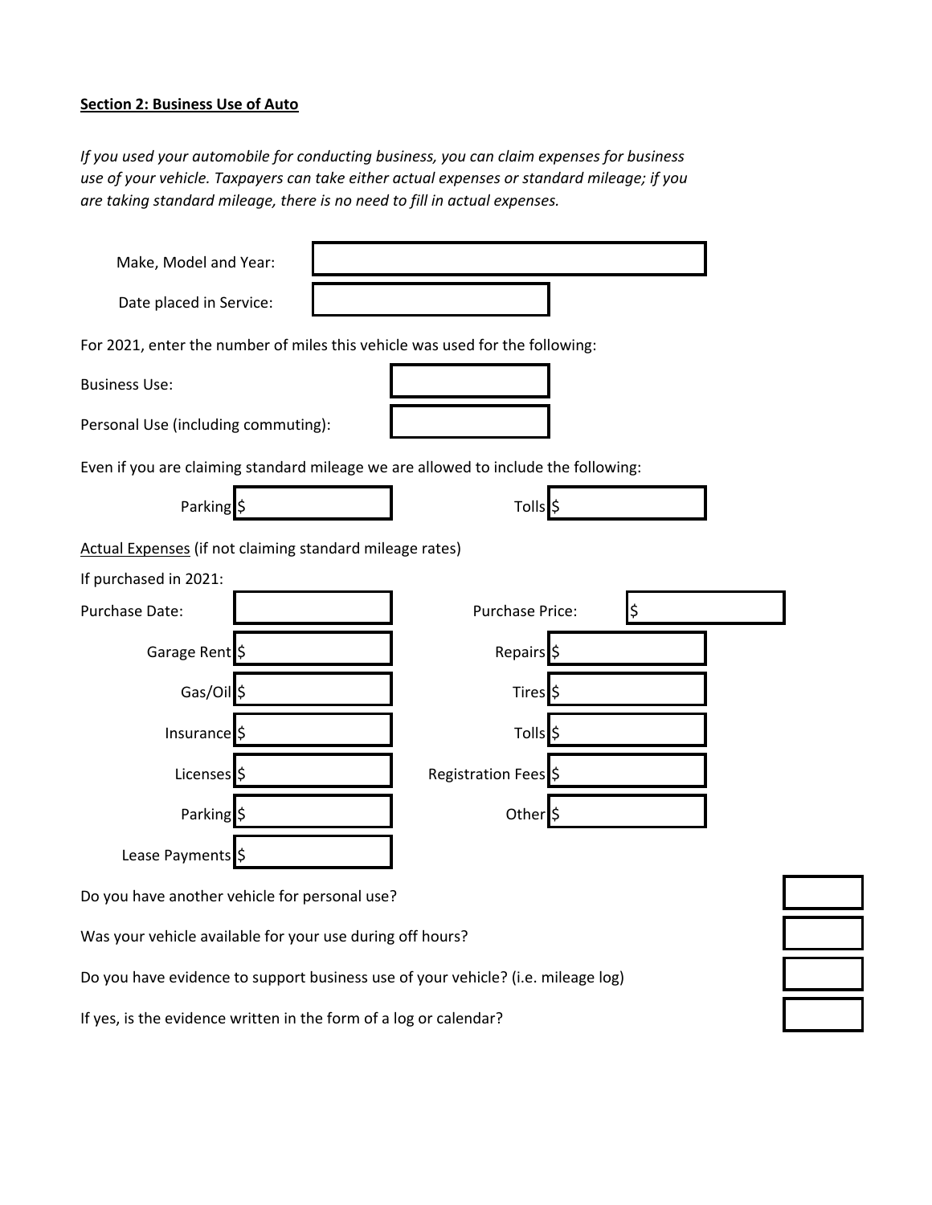**Section 2: Business Use of Auto**

*If you used your automobile for conducting business, you can claim expenses for business use of your vehicle. Taxpayers can take either actual expenses or standard mileage; if you are taking standard mileage, there is no need to fill in actual expenses.*

| | |
|---|---|
| Make, Model and Year: | |
| Date placed in Service: | |

For 2021, enter the number of miles this vehicle was used for the following:

| | |
|---|---|
| Business Use: | |
| Personal Use (including commuting): | |

Even if you are claiming standard mileage we are allowed to include the following:

| | | | |
|---|---|---|---|
| Parking | $ | Tolls | $ |

Actual Expenses (if not claiming standard mileage rates)

If purchased in 2021:

| | | | |
|---|---|---|---|
| Purchase Date: | | Purchase Price: | $ |
| Garage Rent | $ | Repairs | $ |
| Gas/Oil | $ | Tires | $ |
| Insurance | $ | Tolls | $ |
| Licenses | $ | Registration Fees | $ |
| Parking | $ | Other | $ |
| Lease Payments | $ | | |

| | |
|---|---|
| Do you have another vehicle for personal use? | |
| Was your vehicle available for your use during off hours? | |
| Do you have evidence to support business use of your vehicle? (i.e. mileage log) | |
| If yes, is the evidence written in the form of a log or calendar? | |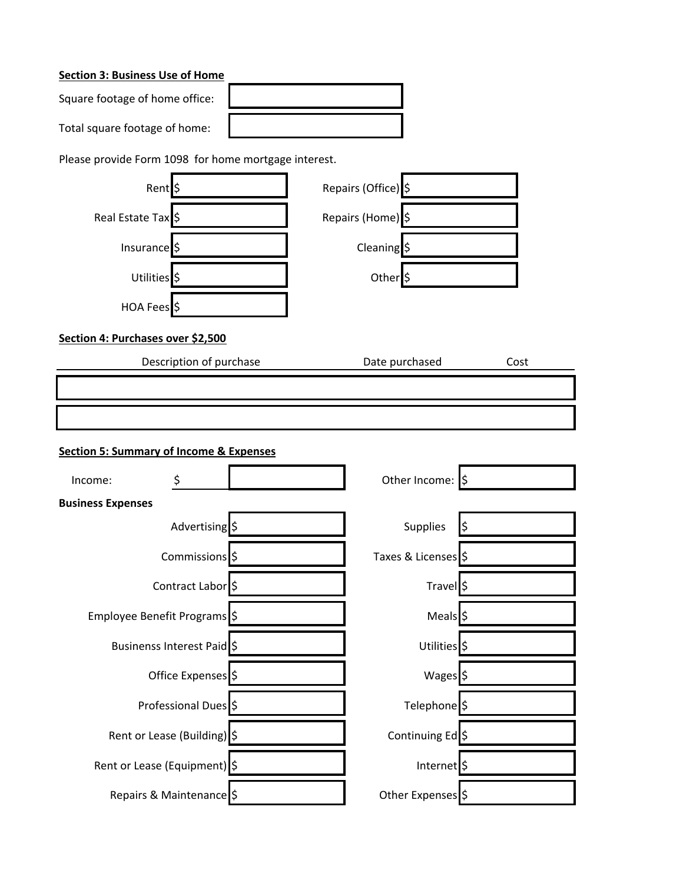**Section 3: Business Use of Home**

Square footage of home office:

Total square footage of home:

Please provide Form 1098 for home mortgage interest.

| | | | |
|---|---|---|---|
| Rent | $ | Repairs (Office) | $ |
| Real Estate Tax | $ | Repairs (Home) | $ |
| Insurance | $ | Cleaning | $ |
| Utilities | $ | Other | $ |
| HOA Fees | $ | | |

**Section 4: Purchases over $2,500**

| Description of purchase | Date purchased | Cost |
|---|---|---|
| | | |
| | | |

**Section 5: Summary of Income & Expenses**

Income: $ &nbsp;&nbsp;&nbsp;&nbsp; Other Income: $

**Business Expenses**

| | | | |
|---|---|---|---|
| Advertising | $ | Supplies | $ |
| Commissions | $ | Taxes & Licenses | $ |
| Contract Labor | $ | Travel | $ |
| Employee Benefit Programs | $ | Meals | $ |
| Businenss Interest Paid | $ | Utilities | $ |
| Office Expenses | $ | Wages | $ |
| Professional Dues | $ | Telephone | $ |
| Rent or Lease (Building) | $ | Continuing Ed | $ |
| Rent or Lease (Equipment) | $ | Internet | $ |
| Repairs & Maintenance | $ | Other Expenses | $ |